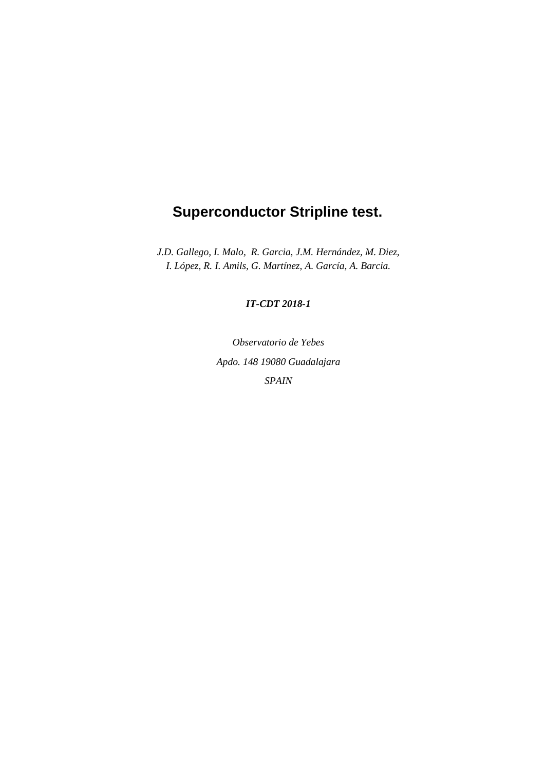# Superconductor Stripline test.

*J.D. Gallego, I. Malo,  R. Garcia, J.M. Hernández, M. Diez,*
*I. López, R. I. Amils, G. Martínez, A. García, A. Barcia.*

***IT-CDT 2018-1***

*Observatorio de Yebes*

*Apdo. 148 19080 Guadalajara*

*SPAIN*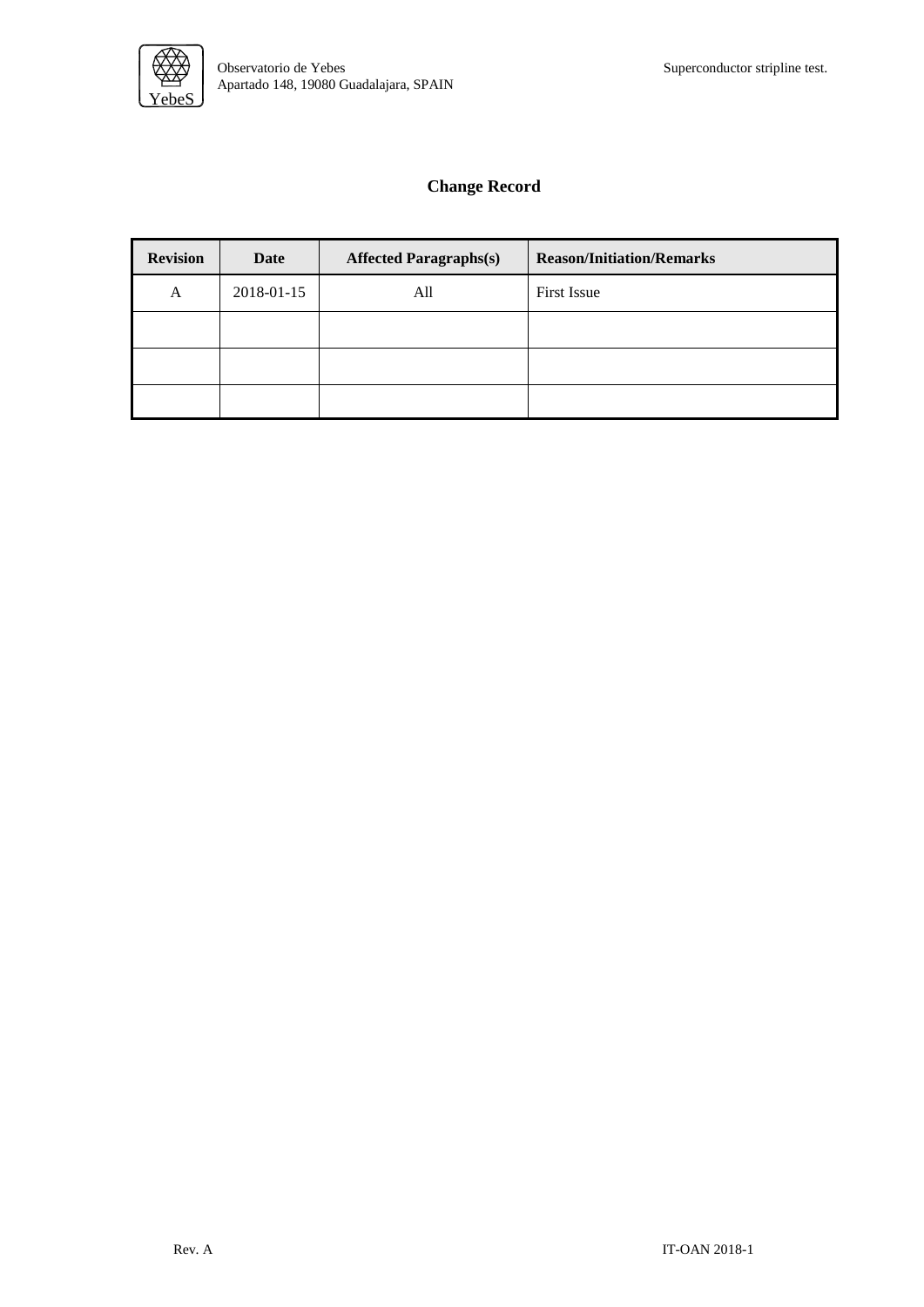## Change Record

| Revision | Date | Affected Paragraphs(s) | Reason/Initiation/Remarks |
|---|---|---|---|
| A | 2018-01-15 | All | First Issue |
| | | | |
| | | | |
| | | | |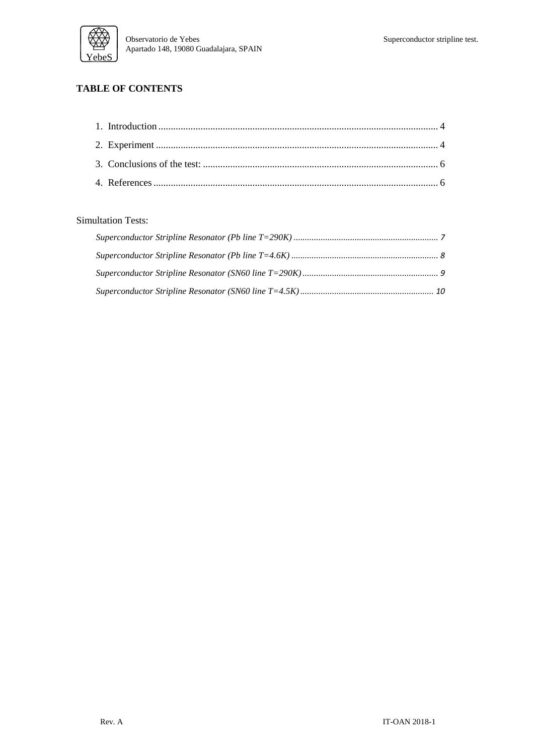**TABLE OF CONTENTS**

1. Introduction ........................................................................................................ 4
2. Experiment .......................................................................................................... 4
3. Conclusions of the test: ....................................................................................... 6
4. References ........................................................................................................... 6

Simultation Tests:

*Superconductor Stripline Resonator (Pb line T=290K)* ............................................................... 7

*Superconductor Stripline Resonator (Pb line T=4.6K)* ................................................................ 8

*Superconductor Stripline Resonator (SN60 line T=290K)* ........................................................... 9

*Superconductor Stripline Resonator (SN60 line T=4.5K)* .......................................................... 10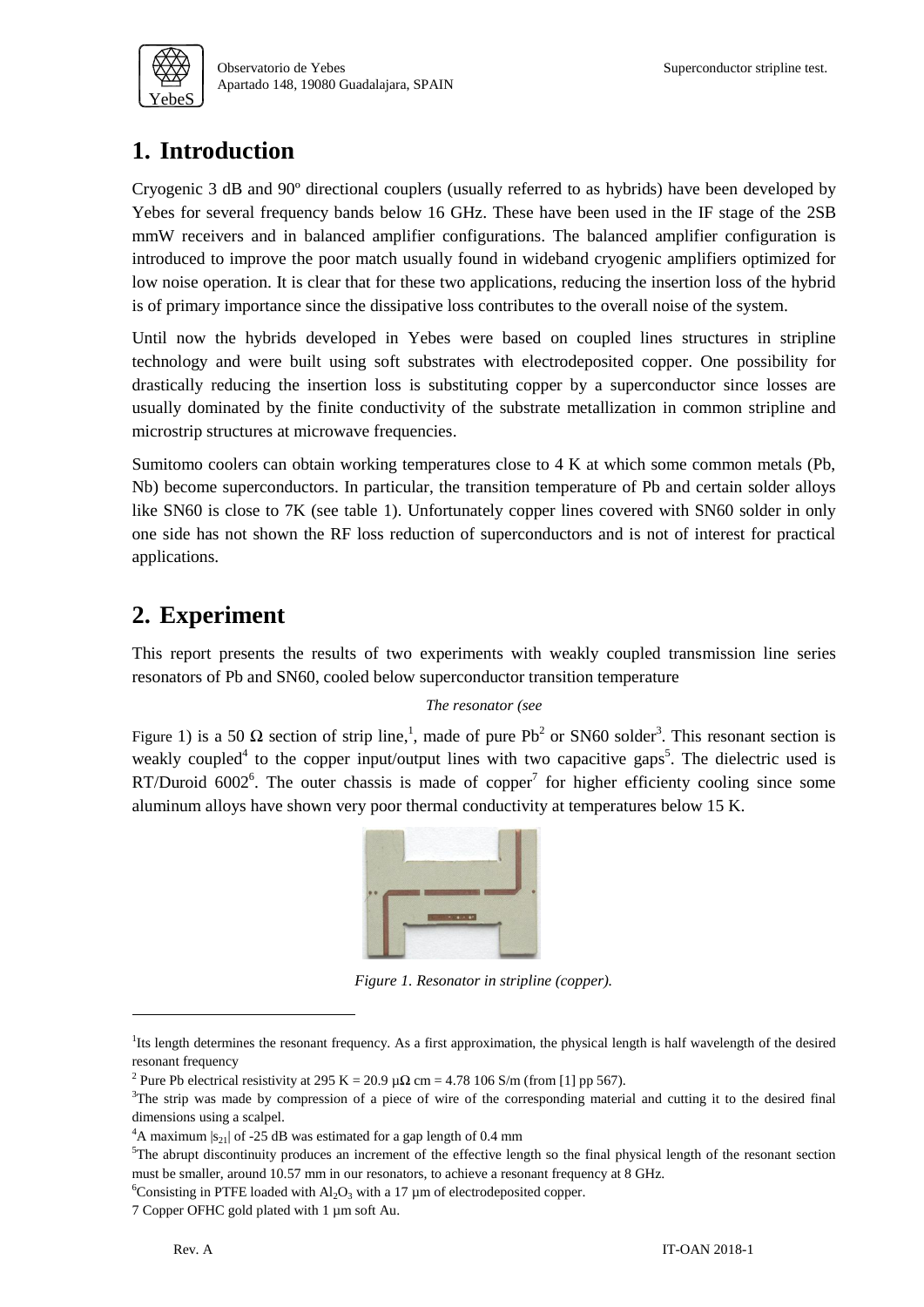# 1. Introduction

Cryogenic 3 dB and 90º directional couplers (usually referred to as hybrids) have been developed by Yebes for several frequency bands below 16 GHz. These have been used in the IF stage of the 2SB mmW receivers and in balanced amplifier configurations. The balanced amplifier configuration is introduced to improve the poor match usually found in wideband cryogenic amplifiers optimized for low noise operation. It is clear that for these two applications, reducing the insertion loss of the hybrid is of primary importance since the dissipative loss contributes to the overall noise of the system.

Until now the hybrids developed in Yebes were based on coupled lines structures in stripline technology and were built using soft substrates with electrodeposited copper. One possibility for drastically reducing the insertion loss is substituting copper by a superconductor since losses are usually dominated by the finite conductivity of the substrate metallization in common stripline and microstrip structures at microwave frequencies.

Sumitomo coolers can obtain working temperatures close to 4 K at which some common metals (Pb, Nb) become superconductors. In particular, the transition temperature of Pb and certain solder alloys like SN60 is close to 7K (see table 1). Unfortunately copper lines covered with SN60 solder in only one side has not shown the RF loss reduction of superconductors and is not of interest for practical applications.

# 2. Experiment

This report presents the results of two experiments with weakly coupled transmission line series resonators of Pb and SN60, cooled below superconductor transition temperature

*The resonator (see*

Figure 1) is a 50 Ω section of strip line,[1], made of pure Pb[2] or SN60 solder[3]. This resonant section is weakly coupled[4] to the copper input/output lines with two capacitive gaps[5]. The dielectric used is RT/Duroid 6002[6]. The outer chassis is made of copper[7] for higher efficiency cooling since some aluminum alloys have shown very poor thermal conductivity at temperatures below 15 K.

*Figure 1. Resonator in stripline (copper).*

---

[1] Its length determines the resonant frequency. As a first approximation, the physical length is half wavelength of the desired resonant frequency

[2] Pure Pb electrical resistivity at 295 K = 20.9 μΩ cm = 4.78 106 S/m (from [1] pp 567).

[3] The strip was made by compression of a piece of wire of the corresponding material and cutting it to the desired final dimensions using a scalpel.

[4] A maximum $|s_{21}|$ of -25 dB was estimated for a gap length of 0.4 mm

[5] The abrupt discontinuity produces an increment of the effective length so the final physical length of the resonant section must be smaller, around 10.57 mm in our resonators, to achieve a resonant frequency at 8 GHz.

[6] Consisting in PTFE loaded with $Al_2O_3$ with a 17 µm of electrodeposited copper.

[7] Copper OFHC gold plated with 1 µm soft Au.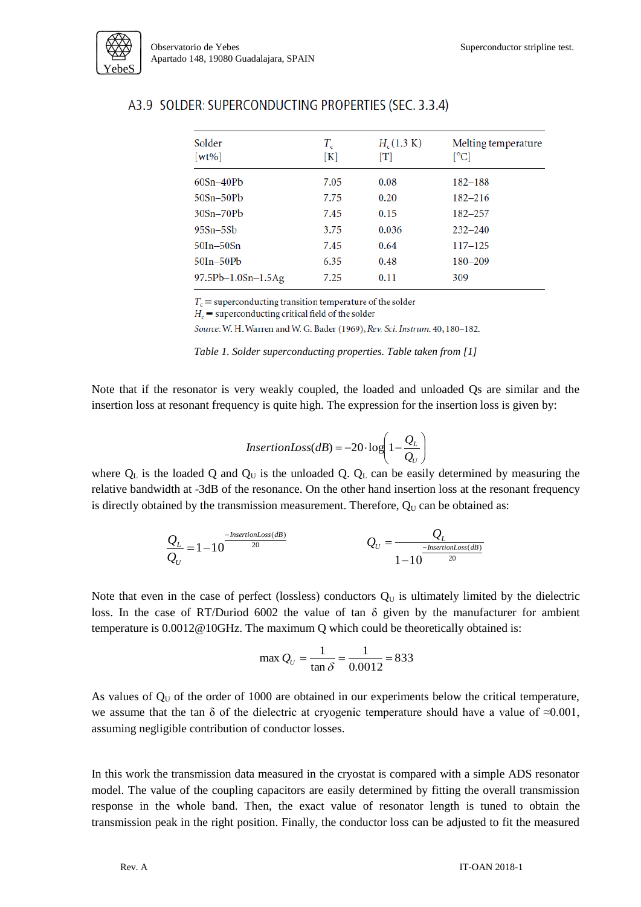## A3.9 SOLDER: SUPERCONDUCTING PROPERTIES (SEC. 3.3.4)

| Solder [wt%] | $T_c$ [K] | $H_c$(1.3 K) [T] | Melting temperature [°C] |
|---|---|---|---|
| 60Sn–40Pb | 7.05 | 0.08 | 182–188 |
| 50Sn–50Pb | 7.75 | 0.20 | 182–216 |
| 30Sn–70Pb | 7.45 | 0.15 | 182–257 |
| 95Sn–5Sb | 3.75 | 0.036 | 232–240 |
| 50In–50Sn | 7.45 | 0.64 | 117–125 |
| 50In–50Pb | 6.35 | 0.48 | 180–209 |
| 97.5Pb–1.0Sn–1.5Ag | 7.25 | 0.11 | 309 |

$T_c \equiv$ superconducting transition temperature of the solder
$H_c \equiv$ superconducting critical field of the solder
*Source*: W. H. Warren and W. G. Bader (1969), *Rev. Sci. Instrum.* 40, 180–182.

*Table 1. Solder superconducting properties. Table taken from [1]*

Note that if the resonator is very weakly coupled, the loaded and unloaded Qs are similar and the insertion loss at resonant frequency is quite high. The expression for the insertion loss is given by:

$$InsertionLoss(dB) = -20 \cdot \log\left(1 - \frac{Q_L}{Q_U}\right)$$

where $Q_L$ is the loaded Q and $Q_U$ is the unloaded Q. $Q_L$ can be easily determined by measuring the relative bandwidth at -3dB of the resonance. On the other hand insertion loss at the resonant frequency is directly obtained by the transmission measurement. Therefore, $Q_U$ can be obtained as:

$$\frac{Q_L}{Q_U} = 1 - 10^{\frac{-InsertionLoss(dB)}{20}} \qquad Q_U = \frac{Q_L}{1 - 10^{\frac{-InsertionLoss(dB)}{20}}}$$

Note that even in the case of perfect (lossless) conductors $Q_U$ is ultimately limited by the dielectric loss. In the case of RT/Duriod 6002 the value of tan δ given by the manufacturer for ambient temperature is 0.0012@10GHz. The maximum Q which could be theoretically obtained is:

$$\max Q_U = \frac{1}{\tan\delta} = \frac{1}{0.0012} = 833$$

As values of $Q_U$ of the order of 1000 are obtained in our experiments below the critical temperature, we assume that the tan δ of the dielectric at cryogenic temperature should have a value of ≈0.001, assuming negligible contribution of conductor losses.

In this work the transmission data measured in the cryostat is compared with a simple ADS resonator model. The value of the coupling capacitors are easily determined by fitting the overall transmission response in the whole band. Then, the exact value of resonator length is tuned to obtain the transmission peak in the right position. Finally, the conductor loss can be adjusted to fit the measured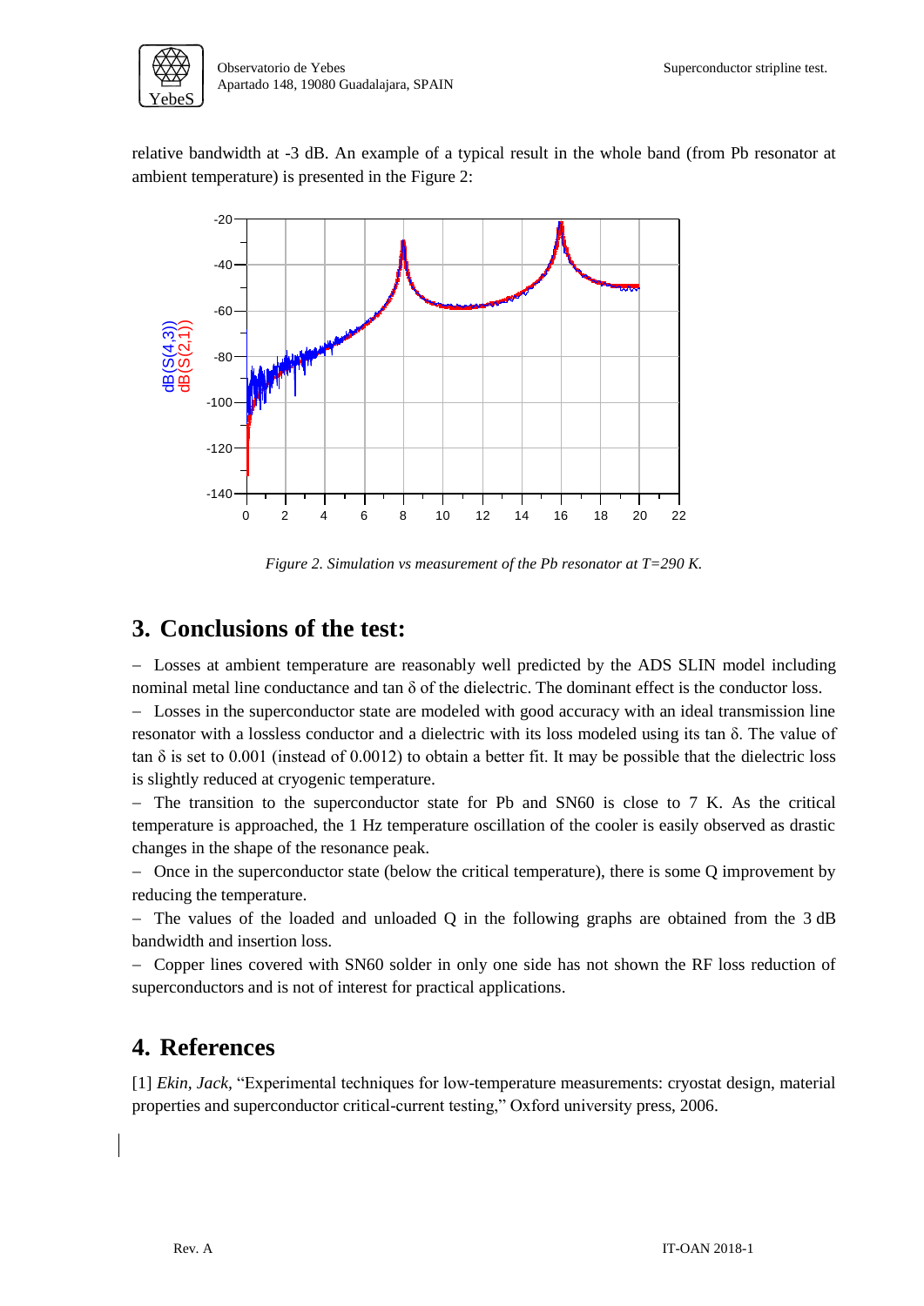relative bandwidth at -3 dB. An example of a typical result in the whole band (from Pb resonator at ambient temperature) is presented in the Figure 2:

*Figure 2. Simulation vs measurement of the Pb resonator at T=290 K.*

## 3. Conclusions of the test:

– Losses at ambient temperature are reasonably well predicted by the ADS SLIN model including nominal metal line conductance and tan δ of the dielectric. The dominant effect is the conductor loss.

– Losses in the superconductor state are modeled with good accuracy with an ideal transmission line resonator with a lossless conductor and a dielectric with its loss modeled using its tan δ. The value of tan δ is set to 0.001 (instead of 0.0012) to obtain a better fit. It may be possible that the dielectric loss is slightly reduced at cryogenic temperature.

– The transition to the superconductor state for Pb and SN60 is close to 7 K. As the critical temperature is approached, the 1 Hz temperature oscillation of the cooler is easily observed as drastic changes in the shape of the resonance peak.

– Once in the superconductor state (below the critical temperature), there is some Q improvement by reducing the temperature.

– The values of the loaded and unloaded Q in the following graphs are obtained from the 3 dB bandwidth and insertion loss.

– Copper lines covered with SN60 solder in only one side has not shown the RF loss reduction of superconductors and is not of interest for practical applications.

## 4. References

[1] *Ekin, Jack*, "Experimental techniques for low-temperature measurements: cryostat design, material properties and superconductor critical-current testing," Oxford university press, 2006.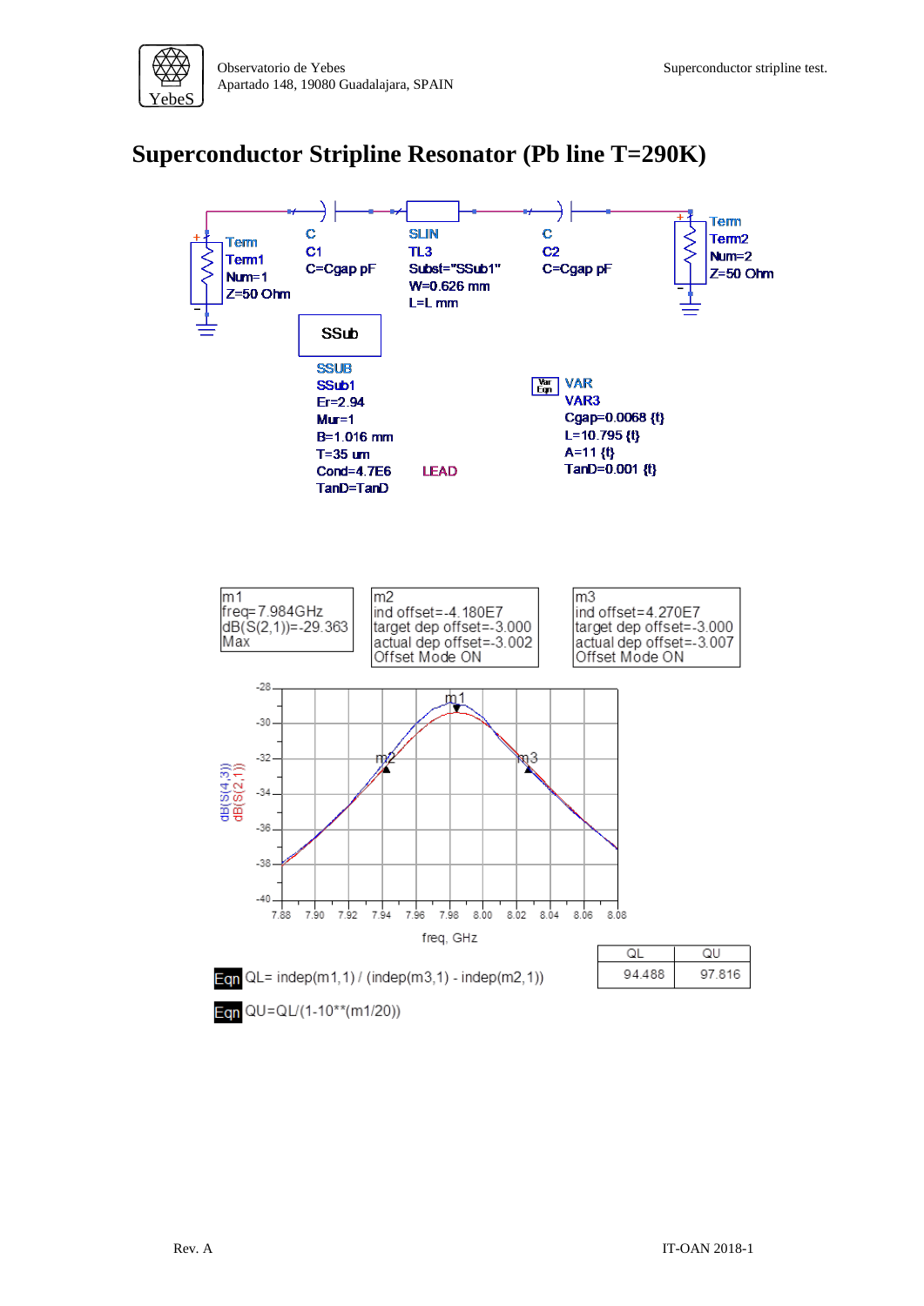# Superconductor Stripline Resonator (Pb line T=290K)

Term
Term1
Num=1
Z=50 Ohm

C
C1
C=Cgap pF

SLIN
TL3
Subst="SSub1"
W=0.626 mm
L=L mm

C
C2
C=Cgap pF

Term
Term2
Num=2
Z=50 Ohm

SSub

SSUB
SSub1
Er=2.94
Mur=1
B=1.016 mm
T=35 um
Cond=4.7E6
TanD=TanD

LEAD

VAR
VAR3
Cgap=0.0068 {t}
L=10.795 {t}
A=11 {t}
TanD=0.001 {t}

m1
freq=7.984GHz
dB(S(2,1))=-29.363
Max

m2
ind offset=-4.180E7
target dep offset=-3.000
actual dep offset=-3.002
Offset Mode ON

m3
ind offset=4.270E7
target dep offset=-3.000
actual dep offset=-3.007
Offset Mode ON

| QL | QU |
|---|---|
| 94.488 | 97.816 |

Eqn QL= indep(m1,1) / (indep(m3,1) - indep(m2,1))

Eqn QU=QL/(1-10**(m1/20))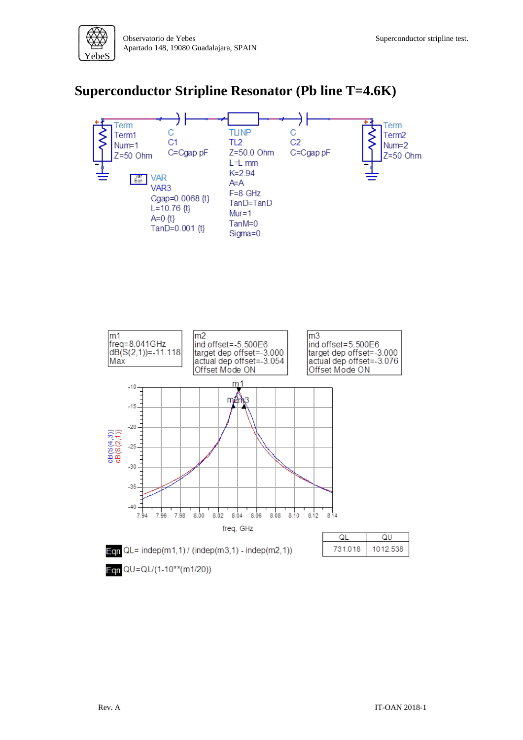# Superconductor Stripline Resonator (Pb line T=4.6K)

Term
Term1
Num=1
Z=50 Ohm

C
C1
C=Cgap pF

TLINP
TL2
Z=50.0 Ohm
L=L mm
K=2.94
A=A
F=8 GHz
TanD=TanD
Mur=1
TanM=0
Sigma=0

C
C2
C=Cgap pF

Term
Term2
Num=2
Z=50 Ohm

VAR
VAR3
Cgap=0.0068 {t}
L=10.76 {t}
A=0 {t}
TanD=0.001 {t}

| m1 | m2 | m3 |
|---|---|---|
| freq=8.041GHz<br>dB(S(2,1))=-11.118<br>Max | ind offset=-5.500E6<br>target dep offset=-3.000<br>actual dep offset=-3.054<br>Offset Mode ON | ind offset=5.500E6<br>target dep offset=-3.000<br>actual dep offset=-3.076<br>Offset Mode ON |

Eqn QL= indep(m1,1) / (indep(m3,1) - indep(m2,1))

Eqn QU=QL/(1-10**(m1/20))

| QL | QU |
|---|---|
| 731.018 | 1012.538 |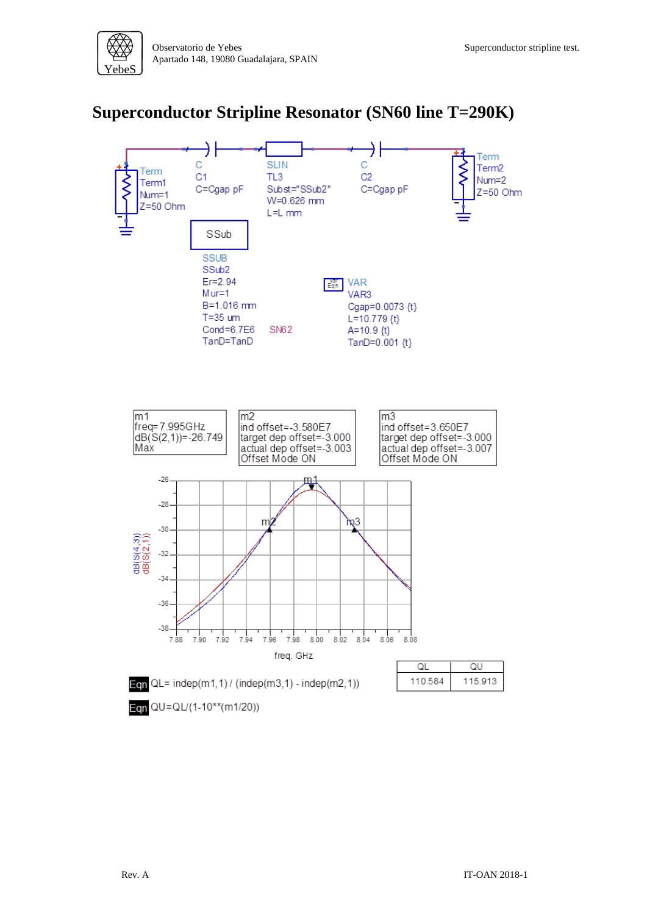# Superconductor Stripline Resonator (SN60 line T=290K)

Term
Term1
Num=1
Z=50 Ohm

C
C1
C=Cgap pF

SLIN
TL3
Subst="SSub2"
W=0.626 mm
L=L mm

C
C2
C=Cgap pF

Term
Term2
Num=2
Z=50 Ohm

SSub

SSUB
SSub2
Er=2.94
Mur=1
B=1.016 mm
T=35 um
Cond=6.7E6 SN62
TanD=TanD

VAR
VAR3
Cgap=0.0073 {t}
L=10.779 {t}
A=10.9 {t}
TanD=0.001 {t}

| m1 | m2 | m3 |
|---|---|---|
| freq=7.995GHz | ind offset=-3.580E7 | ind offset=3.650E7 |
| dB(S(2,1))=-26.749 | target dep offset=-3.000 | target dep offset=-3.000 |
| Max | actual dep offset=-3.003 | actual dep offset=-3.007 |
| | Offset Mode ON | Offset Mode ON |

| QL | QU |
|---|---|
| 110.584 | 115.913 |

Eqn QL= indep(m1,1) / (indep(m3,1) - indep(m2,1))

Eqn QU=QL/(1-10**(m1/20))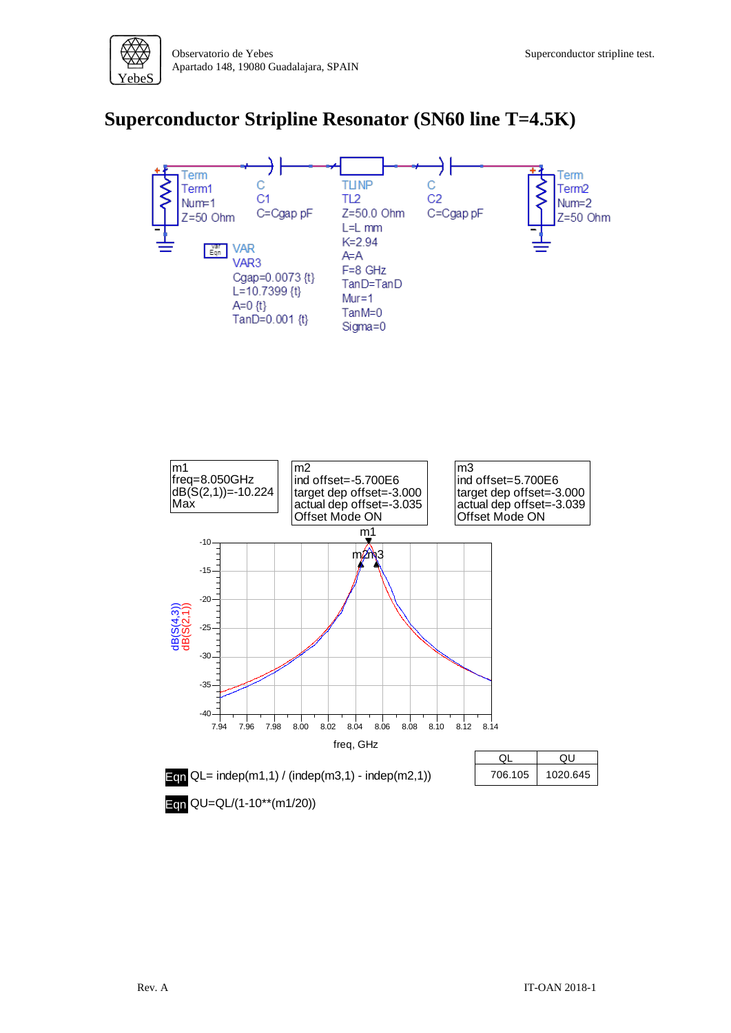# Superconductor Stripline Resonator (SN60 line T=4.5K)

Term
Term1
Num=1
Z=50 Ohm

C
C1
C=Cgap pF

TLINP
TL2
Z=50.0 Ohm
L=L mm
K=2.94
A=A
F=8 GHz
TanD=TanD
Mur=1
TanM=0
Sigma=0

C
C2
C=Cgap pF

Term
Term2
Num=2
Z=50 Ohm

VAR
VAR3
Cgap=0.0073 {t}
L=10.7399 {t}
A=0 {t}
TanD=0.001 {t}

m1
freq=8.050GHz
dB(S(2,1))=-10.224
Max

m2
ind offset=-5.700E6
target dep offset=-3.000
actual dep offset=-3.035
Offset Mode ON

m3
ind offset=5.700E6
target dep offset=-3.000
actual dep offset=-3.039
Offset Mode ON

m1
m2m3

-10
-15
-20
-25
-30
-35
-40

dB(S(4,3))
dB(S(2,1))

7.94 7.96 7.98 8.00 8.02 8.04 8.06 8.08 8.10 8.12 8.14

freq, GHz

| QL | QU |
|---|---|
| 706.105 | 1020.645 |

Eqn QL= indep(m1,1) / (indep(m3,1) - indep(m2,1))

Eqn QU=QL/(1-10**(m1/20))